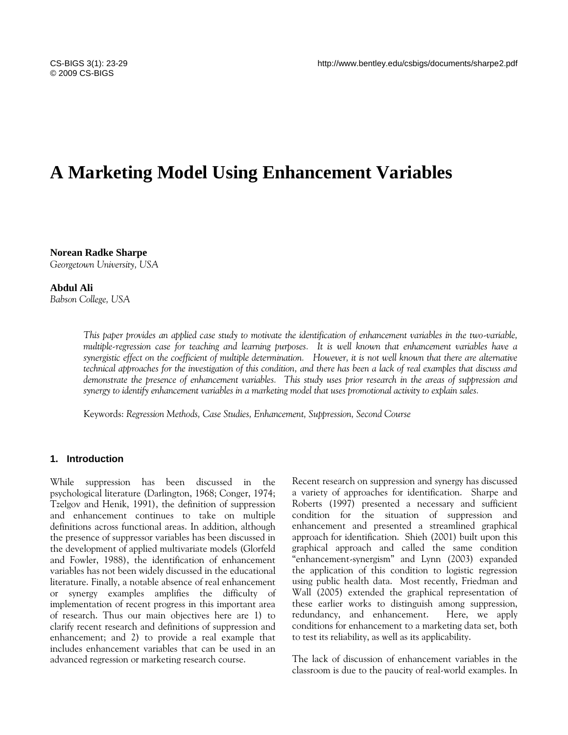# A Marketing Model Using Enhancement Variables

**Norean Radke Sharpe**
*Georgetown University, USA*

**Abdul Ali**
*Babson College, USA*

*This paper provides an applied case study to motivate the identification of enhancement variables in the two-variable, multiple-regression case for teaching and learning purposes. It is well known that enhancement variables have a synergistic effect on the coefficient of multiple determination. However, it is not well known that there are alternative technical approaches for the investigation of this condition, and there has been a lack of real examples that discuss and demonstrate the presence of enhancement variables. This study uses prior research in the areas of suppression and synergy to identify enhancement variables in a marketing model that uses promotional activity to explain sales.*

Keywords: *Regression Methods, Case Studies, Enhancement, Suppression, Second Course*

## 1. Introduction

While suppression has been discussed in the psychological literature (Darlington, 1968; Conger, 1974; Tzelgov and Henik, 1991), the definition of suppression and enhancement continues to take on multiple definitions across functional areas. In addition, although the presence of suppressor variables has been discussed in the development of applied multivariate models (Glorfeld and Fowler, 1988), the identification of enhancement variables has not been widely discussed in the educational literature. Finally, a notable absence of real enhancement or synergy examples amplifies the difficulty of implementation of recent progress in this important area of research. Thus our main objectives here are 1) to clarify recent research and definitions of suppression and enhancement; and 2) to provide a real example that includes enhancement variables that can be used in an advanced regression or marketing research course.

Recent research on suppression and synergy has discussed a variety of approaches for identification. Sharpe and Roberts (1997) presented a necessary and sufficient condition for the situation of suppression and enhancement and presented a streamlined graphical approach for identification. Shieh (2001) built upon this graphical approach and called the same condition "enhancement-synergism" and Lynn (2003) expanded the application of this condition to logistic regression using public health data. Most recently, Friedman and Wall (2005) extended the graphical representation of these earlier works to distinguish among suppression, redundancy, and enhancement. Here, we apply conditions for enhancement to a marketing data set, both to test its reliability, as well as its applicability.

The lack of discussion of enhancement variables in the classroom is due to the paucity of real-world examples. In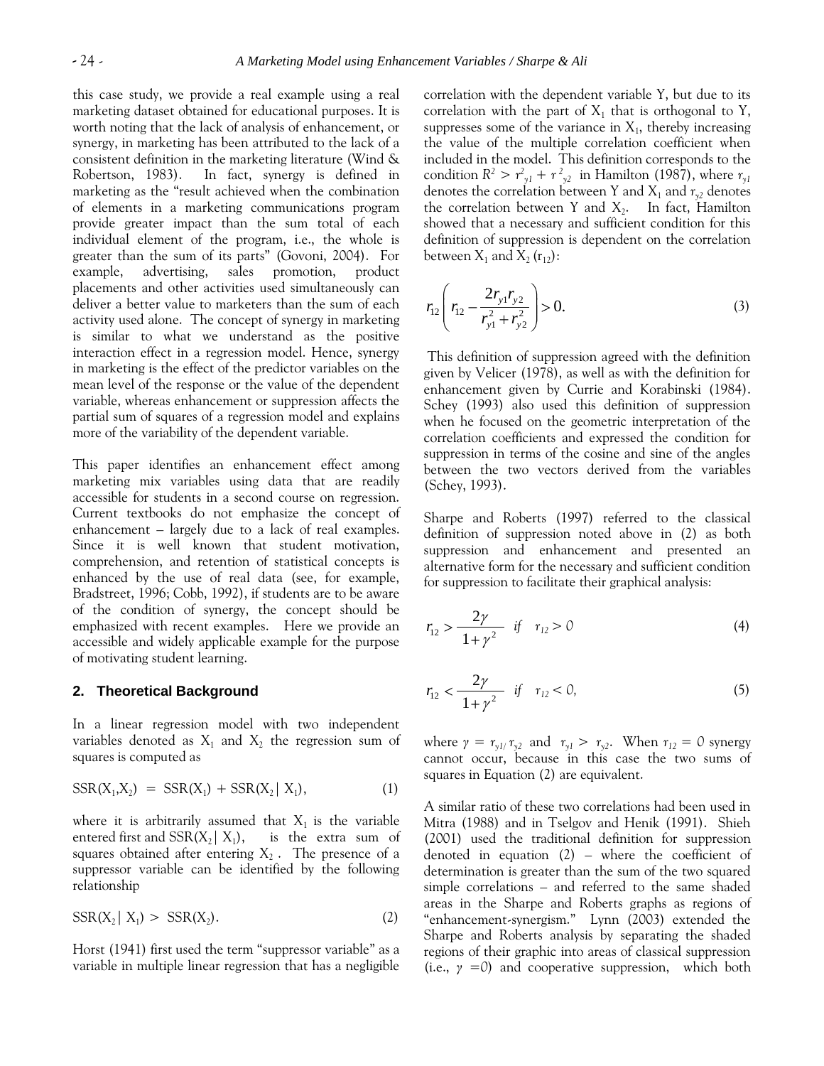this case study, we provide a real example using a real marketing dataset obtained for educational purposes. It is worth noting that the lack of analysis of enhancement, or synergy, in marketing has been attributed to the lack of a consistent definition in the marketing literature (Wind & Robertson, 1983). In fact, synergy is defined in marketing as the "result achieved when the combination of elements in a marketing communications program provide greater impact than the sum total of each individual element of the program, i.e., the whole is greater than the sum of its parts" (Govoni, 2004). For example, advertising, sales promotion, product placements and other activities used simultaneously can deliver a better value to marketers than the sum of each activity used alone. The concept of synergy in marketing is similar to what we understand as the positive interaction effect in a regression model. Hence, synergy in marketing is the effect of the predictor variables on the mean level of the response or the value of the dependent variable, whereas enhancement or suppression affects the partial sum of squares of a regression model and explains more of the variability of the dependent variable.

This paper identifies an enhancement effect among marketing mix variables using data that are readily accessible for students in a second course on regression. Current textbooks do not emphasize the concept of enhancement – largely due to a lack of real examples. Since it is well known that student motivation, comprehension, and retention of statistical concepts is enhanced by the use of real data (see, for example, Bradstreet, 1996; Cobb, 1992), if students are to be aware of the condition of synergy, the concept should be emphasized with recent examples. Here we provide an accessible and widely applicable example for the purpose of motivating student learning.

## 2. Theoretical Background

In a linear regression model with two independent variables denoted as $X_1$ and $X_2$ the regression sum of squares is computed as

$$SSR(X_1,X_2) = SSR(X_1) + SSR(X_2 | X_1), \tag{1}$$

where it is arbitrarily assumed that $X_1$ is the variable entered first and $SSR(X_2 | X_1)$, is the extra sum of squares obtained after entering $X_2$. The presence of a suppressor variable can be identified by the following relationship

$$SSR(X_2 | X_1) > SSR(X_2). \tag{2}$$

Horst (1941) first used the term "suppressor variable" as a variable in multiple linear regression that has a negligible correlation with the dependent variable Y, but due to its correlation with the part of $X_1$ that is orthogonal to Y, suppresses some of the variance in $X_1$, thereby increasing the value of the multiple correlation coefficient when included in the model. This definition corresponds to the condition $R^2 > r^2_{y1} + r^2_{y2}$ in Hamilton (1987), where $r_{y1}$ denotes the correlation between Y and $X_1$ and $r_{y2}$ denotes the correlation between Y and $X_2$. In fact, Hamilton showed that a necessary and sufficient condition for this definition of suppression is dependent on the correlation between $X_1$ and $X_2$ ($r_{12}$):

$$r_{12}\left(r_{12} - \frac{2r_{y1}r_{y2}}{r_{y1}^2 + r_{y2}^2}\right) > 0. \tag{3}$$

This definition of suppression agreed with the definition given by Velicer (1978), as well as with the definition for enhancement given by Currie and Korabinski (1984). Schey (1993) also used this definition of suppression when he focused on the geometric interpretation of the correlation coefficients and expressed the condition for suppression in terms of the cosine and sine of the angles between the two vectors derived from the variables (Schey, 1993).

Sharpe and Roberts (1997) referred to the classical definition of suppression noted above in (2) as both suppression and enhancement and presented an alternative form for the necessary and sufficient condition for suppression to facilitate their graphical analysis:

$$r_{12} > \frac{2\gamma}{1+\gamma^2} \quad if \quad r_{12} > 0 \tag{4}$$

$$r_{12} < \frac{2\gamma}{1+\gamma^2} \quad if \quad r_{12} < 0, \tag{5}$$

where $\gamma = r_{y1}/r_{y2}$ and $r_{y1} > r_{y2}$. When $r_{12} = 0$ synergy cannot occur, because in this case the two sums of squares in Equation (2) are equivalent.

A similar ratio of these two correlations had been used in Mitra (1988) and in Tselgov and Henik (1991). Shieh (2001) used the traditional definition for suppression denoted in equation (2) – where the coefficient of determination is greater than the sum of the two squared simple correlations – and referred to the same shaded areas in the Sharpe and Roberts graphs as regions of "enhancement-synergism." Lynn (2003) extended the Sharpe and Roberts analysis by separating the shaded regions of their graphic into areas of classical suppression (i.e., $\gamma = 0$) and cooperative suppression, which both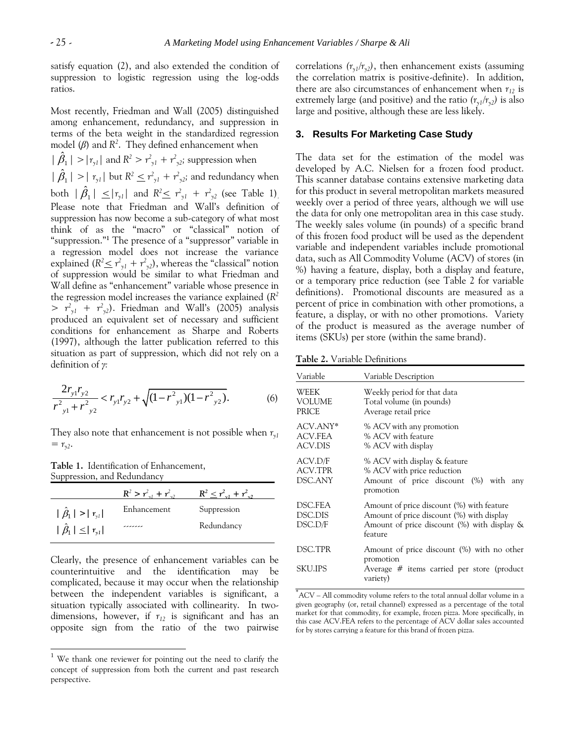satisfy equation (2), and also extended the condition of suppression to logistic regression using the log-odds ratios.

Most recently, Friedman and Wall (2005) distinguished among enhancement, redundancy, and suppression in terms of the beta weight in the standardized regression model ($\beta$) and $R^2$. They defined enhancement when $|\hat{\beta}_1| > |r_{y1}|$ and $R^2 > r^2_{y1} + r^2_{y2}$; suppression when $|\hat{\beta}_1| > |r_{y1}|$ but $R^2 \leq r^2_{y1} + r^2_{y2}$; and redundancy when both $|\hat{\beta}_1| \leq |r_{y1}|$ and $R^2 \leq r^2_{y1} + r^2_{y2}$ (see Table 1). Please note that Friedman and Wall's definition of suppression has now become a sub-category of what most think of as the "macro" or "classical" notion of "suppression."[1] The presence of a "suppressor" variable in a regression model does not increase the variance explained ($R^2 \leq r^2_{y1} + r^2_{y2}$), whereas the "classical" notion of suppression would be similar to what Friedman and Wall define as "enhancement" variable whose presence in the regression model increases the variance explained ($R^2 > r^2_{y1} + r^2_{y2}$). Friedman and Wall's (2005) analysis produced an equivalent set of necessary and sufficient conditions for enhancement as Sharpe and Roberts (1997), although the latter publication referred to this situation as part of suppression, which did not rely on a definition of $\gamma$:

$$\frac{2r_{y1}r_{y2}}{r^2_{y1} + r^2_{y2}} < r_{y1}r_{y2} + \sqrt{(1 - r^2_{y1})(1 - r^2_{y2})}. \qquad (6)$$

They also note that enhancement is not possible when $r_{y1} = r_{y2}$.

**Table 1.** Identification of Enhancement, Suppression, and Redundancy

| | $R^2 > r^2_{y1} + r^2_{y2}$ | $R^2 \leq r^2_{y1} + r^2_{y2}$ |
|---|---|---|
| $\lvert\hat{\beta}_1\rvert > \lvert r_{y1}\rvert$ | Enhancement | Suppression |
| $\lvert\hat{\beta}_1\rvert \leq \lvert r_{y1}\rvert$ | ------- | Redundancy |

Clearly, the presence of enhancement variables can be counterintuitive and the identification may be complicated, because it may occur when the relationship between the independent variables is significant, a situation typically associated with collinearity. In two-dimensions, however, if $r_{12}$ is significant and has an opposite sign from the ratio of the two pairwise correlations ($r_{y1}/r_{y2}$), then enhancement exists (assuming the correlation matrix is positive-definite). In addition, there are also circumstances of enhancement when $r_{12}$ is extremely large (and positive) and the ratio ($r_{y1}/r_{y2}$) is also large and positive, although these are less likely.

## 3. Results For Marketing Case Study

The data set for the estimation of the model was developed by A.C. Nielsen for a frozen food product. This scanner database contains extensive marketing data for this product in several metropolitan markets measured weekly over a period of three years, although we will use the data for only one metropolitan area in this case study. The weekly sales volume (in pounds) of a specific brand of this frozen food product will be used as the dependent variable and independent variables include promotional data, such as All Commodity Volume (ACV) of stores (in %) having a feature, display, both a display and feature, or a temporary price reduction (see Table 2 for variable definitions). Promotional discounts are measured as a percent of price in combination with other promotions, a feature, a display, or with no other promotions. Variety of the product is measured as the average number of items (SKUs) per store (within the same brand).

**Table 2.** Variable Definitions

| Variable | Variable Description |
|---|---|
| WEEK | Weekly period for that data |
| VOLUME | Total volume (in pounds) |
| PRICE | Average retail price |
| ACV.ANY* | % ACV with any promotion |
| ACV.FEA | % ACV with feature |
| ACV.DIS | % ACV with display |
| ACV.D/F | % ACV with display & feature |
| ACV.TPR | % ACV with price reduction |
| DSC.ANY | Amount of price discount (%) with any promotion |
| DSC.FEA | Amount of price discount (%) with feature |
| DSC.DIS | Amount of price discount (%) with display |
| DSC.D/F | Amount of price discount (%) with display & feature |
| DSC.TPR | Amount of price discount (%) with no other promotion |
| SKU.IPS | Average # items carried per store (product variety) |

*ACV – All commodity volume refers to the total annual dollar volume in a given geography (or, retail channel) expressed as a percentage of the total market for that commodity, for example, frozen pizza. More specifically, in this case ACV.FEA refers to the percentage of ACV dollar sales accounted for by stores carrying a feature for this brand of frozen pizza.

[1] We thank one reviewer for pointing out the need to clarify the concept of suppression from both the current and past research perspective.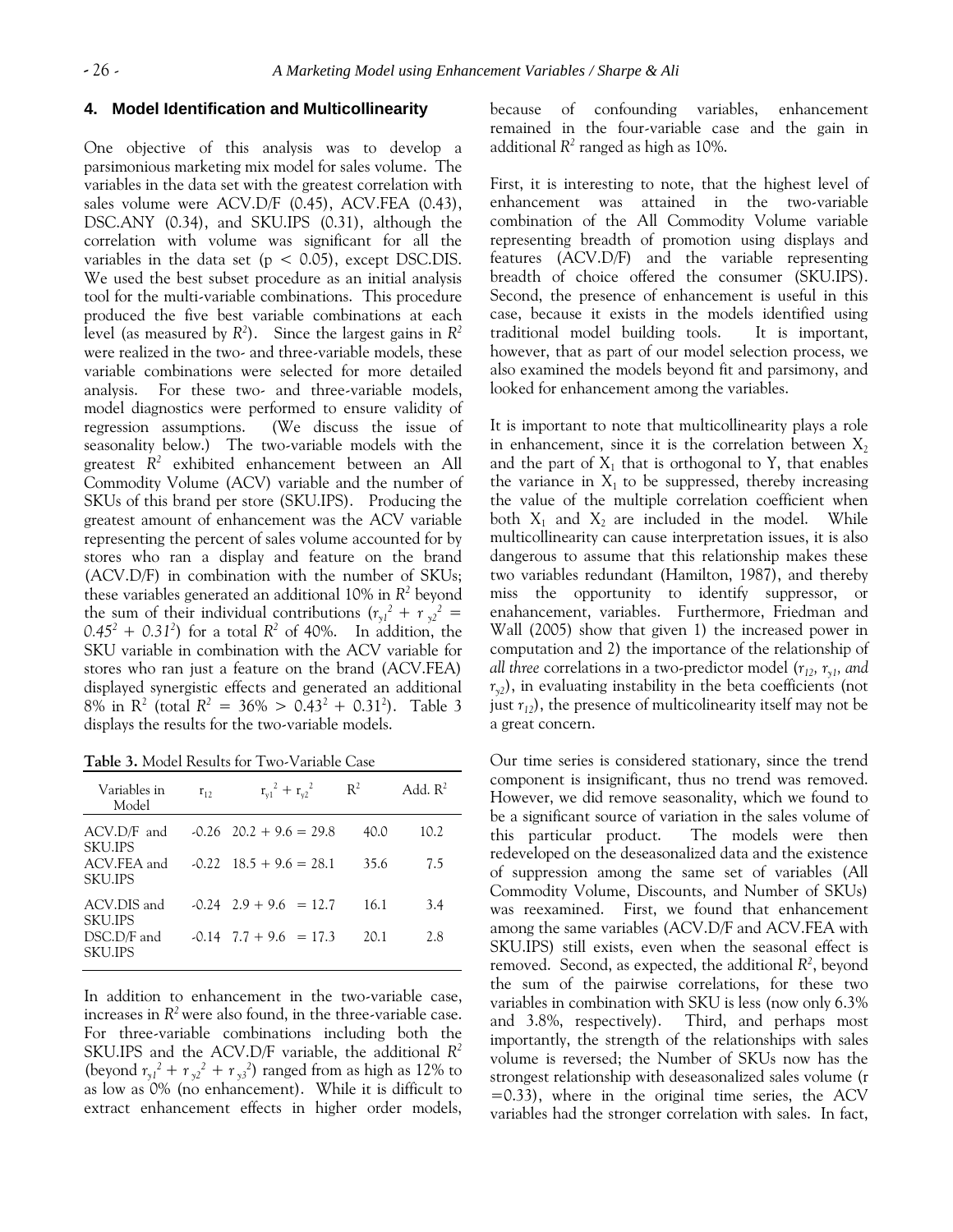## 4. Model Identification and Multicollinearity

One objective of this analysis was to develop a parsimonious marketing mix model for sales volume. The variables in the data set with the greatest correlation with sales volume were ACV.D/F (0.45), ACV.FEA (0.43), DSC.ANY (0.34), and SKU.IPS (0.31), although the correlation with volume was significant for all the variables in the data set ($p < 0.05$), except DSC.DIS. We used the best subset procedure as an initial analysis tool for the multi-variable combinations. This procedure produced the five best variable combinations at each level (as measured by $R^2$). Since the largest gains in $R^2$ were realized in the two- and three-variable models, these variable combinations were selected for more detailed analysis. For these two- and three-variable models, model diagnostics were performed to ensure validity of regression assumptions. (We discuss the issue of seasonality below.) The two-variable models with the greatest $R^2$ exhibited enhancement between an All Commodity Volume (ACV) variable and the number of SKUs of this brand per store (SKU.IPS). Producing the greatest amount of enhancement was the ACV variable representing the percent of sales volume accounted for by stores who ran a display and feature on the brand (ACV.D/F) in combination with the number of SKUs; these variables generated an additional 10% in $R^2$ beyond the sum of their individual contributions ($r_{y1}^2 + r_{y2}^2 = 0.45^2 + 0.31^2$) for a total $R^2$ of 40%. In addition, the SKU variable in combination with the ACV variable for stores who ran just a feature on the brand (ACV.FEA) displayed synergistic effects and generated an additional 8% in $R^2$ (total $R^2 = 36\% > 0.43^2 + 0.31^2$). Table 3 displays the results for the two-variable models.

**Table 3.** Model Results for Two-Variable Case

| Variables in Model | $r_{12}$ | $r_{y1}^2 + r_{y2}^2$ | $R^2$ | Add. $R^2$ |
|---|---|---|---|---|
| ACV.D/F and SKU.IPS | -0.26 | 20.2 + 9.6 = 29.8 | 40.0 | 10.2 |
| ACV.FEA and SKU.IPS | -0.22 | 18.5 + 9.6 = 28.1 | 35.6 | 7.5 |
| ACV.DIS and SKU.IPS | -0.24 | 2.9 + 9.6 = 12.7 | 16.1 | 3.4 |
| DSC.D/F and SKU.IPS | -0.14 | 7.7 + 9.6 = 17.3 | 20.1 | 2.8 |

In addition to enhancement in the two-variable case, increases in $R^2$ were also found, in the three-variable case. For three-variable combinations including both the SKU.IPS and the ACV.D/F variable, the additional $R^2$ (beyond $r_{y1}^2 + r_{y2}^2 + r_{y3}^2$) ranged from as high as 12% to as low as 0% (no enhancement). While it is difficult to extract enhancement effects in higher order models, because of confounding variables, enhancement remained in the four-variable case and the gain in additional $R^2$ ranged as high as 10%.

First, it is interesting to note, that the highest level of enhancement was attained in the two-variable combination of the All Commodity Volume variable representing breadth of promotion using displays and features (ACV.D/F) and the variable representing breadth of choice offered the consumer (SKU.IPS). Second, the presence of enhancement is useful in this case, because it exists in the models identified using traditional model building tools. It is important, however, that as part of our model selection process, we also examined the models beyond fit and parsimony, and looked for enhancement among the variables.

It is important to note that multicollinearity plays a role in enhancement, since it is the correlation between $X_2$ and the part of $X_1$ that is orthogonal to Y, that enables the variance in $X_1$ to be suppressed, thereby increasing the value of the multiple correlation coefficient when both $X_1$ and $X_2$ are included in the model. While multicollinearity can cause interpretation issues, it is also dangerous to assume that this relationship makes these two variables redundant (Hamilton, 1987), and thereby miss the opportunity to identify suppressor, or enahancement, variables. Furthermore, Friedman and Wall (2005) show that given 1) the increased power in computation and 2) the importance of the relationship of *all three* correlations in a two-predictor model ($r_{12}$, $r_{y1}$, *and* $r_{y2}$), in evaluating instability in the beta coefficients (not just $r_{12}$), the presence of multicolinearity itself may not be a great concern.

Our time series is considered stationary, since the trend component is insignificant, thus no trend was removed. However, we did remove seasonality, which we found to be a significant source of variation in the sales volume of this particular product. The models were then redeveloped on the deseasonalized data and the existence of suppression among the same set of variables (All Commodity Volume, Discounts, and Number of SKUs) was reexamined. First, we found that enhancement among the same variables (ACV.D/F and ACV.FEA with SKU.IPS) still exists, even when the seasonal effect is removed. Second, as expected, the additional $R^2$, beyond the sum of the pairwise correlations, for these two variables in combination with SKU is less (now only 6.3% and 3.8%, respectively). Third, and perhaps most importantly, the strength of the relationships with sales volume is reversed; the Number of SKUs now has the strongest relationship with deseasonalized sales volume ($r = 0.33$), where in the original time series, the ACV variables had the stronger correlation with sales. In fact,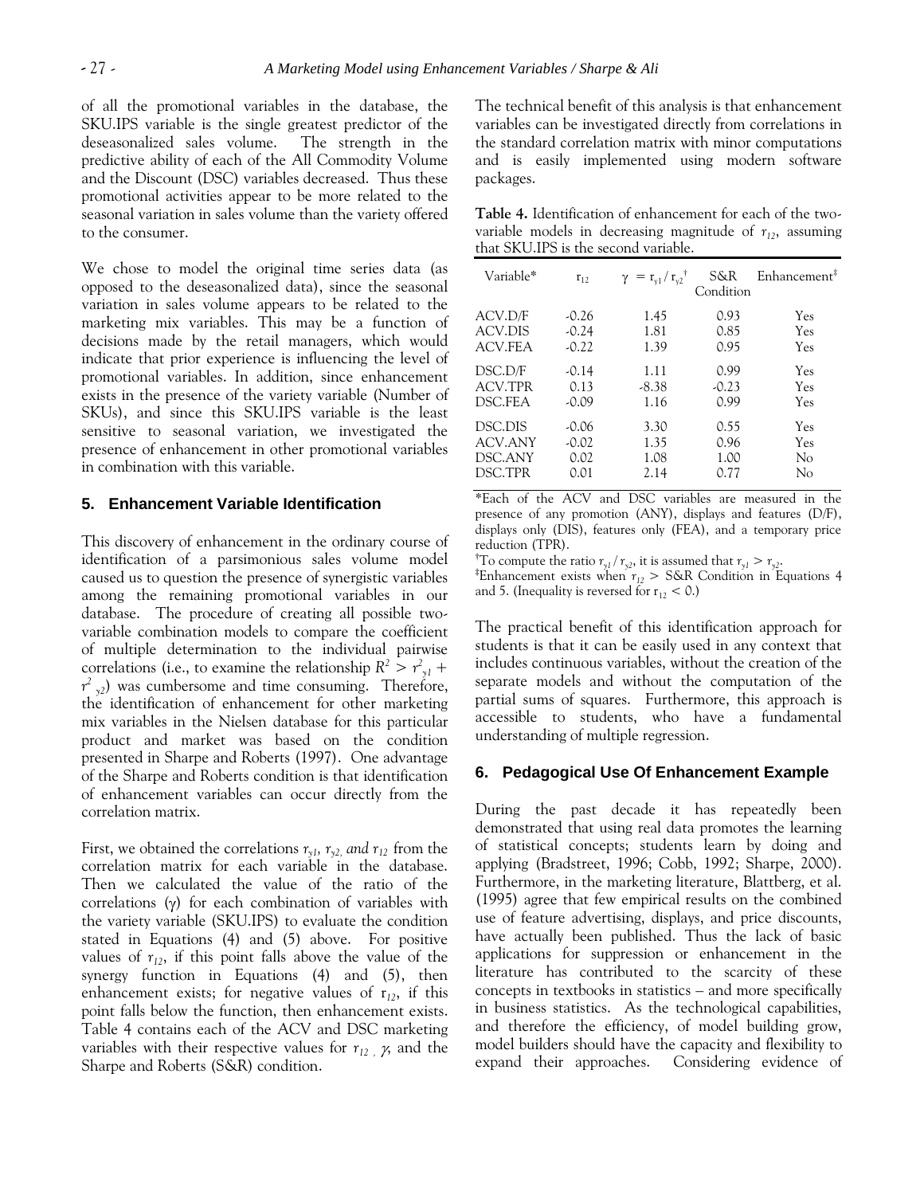of all the promotional variables in the database, the SKU.IPS variable is the single greatest predictor of the deseasonalized sales volume. The strength in the predictive ability of each of the All Commodity Volume and the Discount (DSC) variables decreased. Thus these promotional activities appear to be more related to the seasonal variation in sales volume than the variety offered to the consumer.

We chose to model the original time series data (as opposed to the deseasonalized data), since the seasonal variation in sales volume appears to be related to the marketing mix variables. This may be a function of decisions made by the retail managers, which would indicate that prior experience is influencing the level of promotional variables. In addition, since enhancement exists in the presence of the variety variable (Number of SKUs), and since this SKU.IPS variable is the least sensitive to seasonal variation, we investigated the presence of enhancement in other promotional variables in combination with this variable.

## 5. Enhancement Variable Identification

This discovery of enhancement in the ordinary course of identification of a parsimonious sales volume model caused us to question the presence of synergistic variables among the remaining promotional variables in our database. The procedure of creating all possible two-variable combination models to compare the coefficient of multiple determination to the individual pairwise correlations (i.e., to examine the relationship $R^2 > r^2_{y1} + r^2_{y2}$) was cumbersome and time consuming. Therefore, the identification of enhancement for other marketing mix variables in the Nielsen database for this particular product and market was based on the condition presented in Sharpe and Roberts (1997). One advantage of the Sharpe and Roberts condition is that identification of enhancement variables can occur directly from the correlation matrix.

First, we obtained the correlations $r_{y1}$, $r_{y2}$, and $r_{12}$ from the correlation matrix for each variable in the database. Then we calculated the value of the ratio of the correlations ($\gamma$) for each combination of variables with the variety variable (SKU.IPS) to evaluate the condition stated in Equations (4) and (5) above. For positive values of $r_{12}$, if this point falls above the value of the synergy function in Equations (4) and (5), then enhancement exists; for negative values of $r_{12}$, if this point falls below the function, then enhancement exists. Table 4 contains each of the ACV and DSC marketing variables with their respective values for $r_{12}$, $\gamma$, and the Sharpe and Roberts (S&R) condition.

The technical benefit of this analysis is that enhancement variables can be investigated directly from correlations in the standard correlation matrix with minor computations and is easily implemented using modern software packages.

**Table 4.** Identification of enhancement for each of the two-variable models in decreasing magnitude of $r_{12}$, assuming that SKU.IPS is the second variable.

| Variable* | $r_{12}$ | $\gamma = r_{y1} / r_{y2}$ † | S&R Condition | Enhancement‡ |
|---|---|---|---|---|
| ACV.D/F | -0.26 | 1.45 | 0.93 | Yes |
| ACV.DIS | -0.24 | 1.81 | 0.85 | Yes |
| ACV.FEA | -0.22 | 1.39 | 0.95 | Yes |
| DSC.D/F | -0.14 | 1.11 | 0.99 | Yes |
| ACV.TPR | 0.13 | -8.38 | -0.23 | Yes |
| DSC.FEA | -0.09 | 1.16 | 0.99 | Yes |
| DSC.DIS | -0.06 | 3.30 | 0.55 | Yes |
| ACV.ANY | -0.02 | 1.35 | 0.96 | Yes |
| DSC.ANY | 0.02 | 1.08 | 1.00 | No |
| DSC.TPR | 0.01 | 2.14 | 0.77 | No |

*Each of the ACV and DSC variables are measured in the presence of any promotion (ANY), displays and features (D/F), displays only (DIS), features only (FEA), and a temporary price reduction (TPR).
†To compute the ratio $r_{y1} / r_{y2}$, it is assumed that $r_{y1} > r_{y2}$.
‡Enhancement exists when $r_{12}$ > S&R Condition in Equations 4 and 5. (Inequality is reversed for $r_{12} < 0$.)

The practical benefit of this identification approach for students is that it can be easily used in any context that includes continuous variables, without the creation of the separate models and without the computation of the partial sums of squares. Furthermore, this approach is accessible to students, who have a fundamental understanding of multiple regression.

## 6. Pedagogical Use Of Enhancement Example

During the past decade it has repeatedly been demonstrated that using real data promotes the learning of statistical concepts; students learn by doing and applying (Bradstreet, 1996; Cobb, 1992; Sharpe, 2000). Furthermore, in the marketing literature, Blattberg, et al. (1995) agree that few empirical results on the combined use of feature advertising, displays, and price discounts, have actually been published. Thus the lack of basic applications for suppression or enhancement in the literature has contributed to the scarcity of these concepts in textbooks in statistics – and more specifically in business statistics. As the technological capabilities, and therefore the efficiency, of model building grow, model builders should have the capacity and flexibility to expand their approaches. Considering evidence of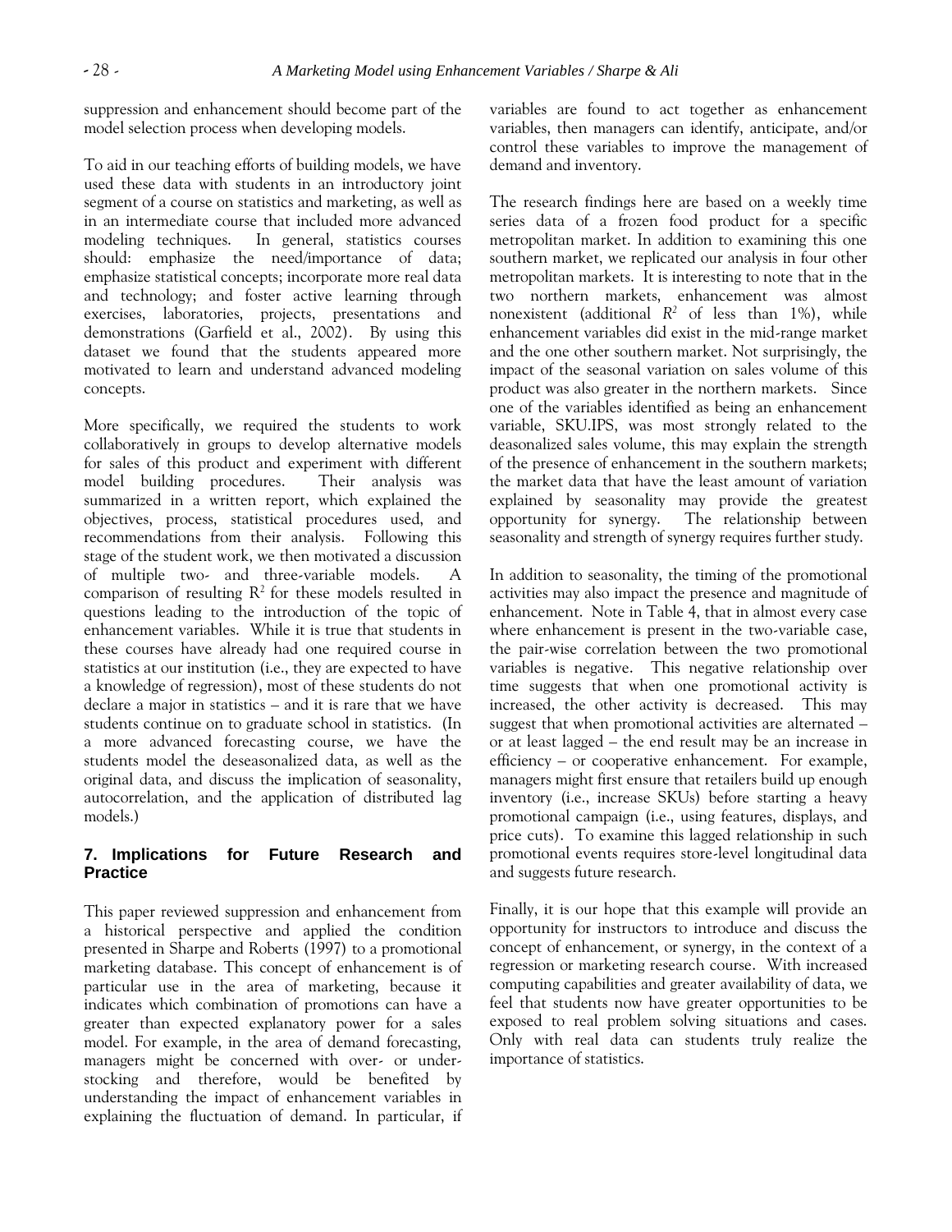suppression and enhancement should become part of the model selection process when developing models.

To aid in our teaching efforts of building models, we have used these data with students in an introductory joint segment of a course on statistics and marketing, as well as in an intermediate course that included more advanced modeling techniques. In general, statistics courses should: emphasize the need/importance of data; emphasize statistical concepts; incorporate more real data and technology; and foster active learning through exercises, laboratories, projects, presentations and demonstrations (Garfield et al., 2002). By using this dataset we found that the students appeared more motivated to learn and understand advanced modeling concepts.

More specifically, we required the students to work collaboratively in groups to develop alternative models for sales of this product and experiment with different model building procedures. Their analysis was summarized in a written report, which explained the objectives, process, statistical procedures used, and recommendations from their analysis. Following this stage of the student work, we then motivated a discussion of multiple two- and three-variable models. A comparison of resulting $R^2$ for these models resulted in questions leading to the introduction of the topic of enhancement variables. While it is true that students in these courses have already had one required course in statistics at our institution (i.e., they are expected to have a knowledge of regression), most of these students do not declare a major in statistics – and it is rare that we have students continue on to graduate school in statistics. (In a more advanced forecasting course, we have the students model the deseasonalized data, as well as the original data, and discuss the implication of seasonality, autocorrelation, and the application of distributed lag models.)

## 7. Implications for Future Research and Practice

This paper reviewed suppression and enhancement from a historical perspective and applied the condition presented in Sharpe and Roberts (1997) to a promotional marketing database. This concept of enhancement is of particular use in the area of marketing, because it indicates which combination of promotions can have a greater than expected explanatory power for a sales model. For example, in the area of demand forecasting, managers might be concerned with over- or under-stocking and therefore, would be benefited by understanding the impact of enhancement variables in explaining the fluctuation of demand. In particular, if variables are found to act together as enhancement variables, then managers can identify, anticipate, and/or control these variables to improve the management of demand and inventory.

The research findings here are based on a weekly time series data of a frozen food product for a specific metropolitan market. In addition to examining this one southern market, we replicated our analysis in four other metropolitan markets. It is interesting to note that in the two northern markets, enhancement was almost nonexistent (additional $R^2$ of less than 1%), while enhancement variables did exist in the mid-range market and the one other southern market. Not surprisingly, the impact of the seasonal variation on sales volume of this product was also greater in the northern markets. Since one of the variables identified as being an enhancement variable, SKU.IPS, was most strongly related to the deasonalized sales volume, this may explain the strength of the presence of enhancement in the southern markets; the market data that have the least amount of variation explained by seasonality may provide the greatest opportunity for synergy. The relationship between seasonality and strength of synergy requires further study.

In addition to seasonality, the timing of the promotional activities may also impact the presence and magnitude of enhancement. Note in Table 4, that in almost every case where enhancement is present in the two-variable case, the pair-wise correlation between the two promotional variables is negative. This negative relationship over time suggests that when one promotional activity is increased, the other activity is decreased. This may suggest that when promotional activities are alternated – or at least lagged – the end result may be an increase in efficiency – or cooperative enhancement. For example, managers might first ensure that retailers build up enough inventory (i.e., increase SKUs) before starting a heavy promotional campaign (i.e., using features, displays, and price cuts). To examine this lagged relationship in such promotional events requires store-level longitudinal data and suggests future research.

Finally, it is our hope that this example will provide an opportunity for instructors to introduce and discuss the concept of enhancement, or synergy, in the context of a regression or marketing research course. With increased computing capabilities and greater availability of data, we feel that students now have greater opportunities to be exposed to real problem solving situations and cases. Only with real data can students truly realize the importance of statistics.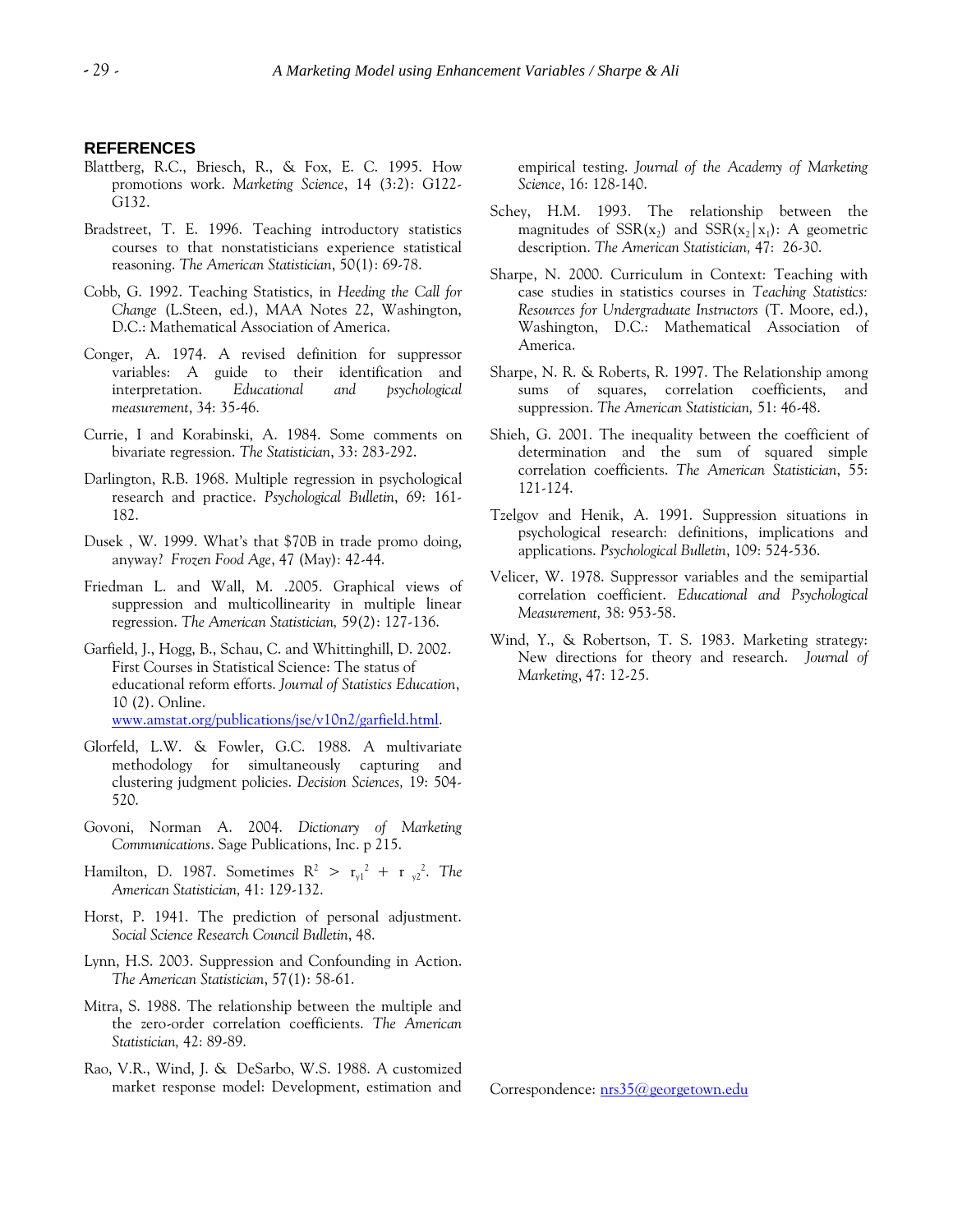## REFERENCES

Blattberg, R.C., Briesch, R., & Fox, E. C. 1995. How promotions work. *Marketing Science*, 14 (3:2): G122-G132.

Bradstreet, T. E. 1996. Teaching introductory statistics courses to that nonstatisticians experience statistical reasoning. *The American Statistician*, 50(1): 69-78.

Cobb, G. 1992. Teaching Statistics, in *Heeding the Call for Change* (L.Steen, ed.), MAA Notes 22, Washington, D.C.: Mathematical Association of America.

Conger, A. 1974. A revised definition for suppressor variables: A guide to their identification and interpretation. *Educational and psychological measurement*, 34: 35-46.

Currie, I and Korabinski, A. 1984. Some comments on bivariate regression. *The Statistician*, 33: 283-292.

Darlington, R.B. 1968. Multiple regression in psychological research and practice. *Psychological Bulletin*, 69: 161-182.

Dusek , W. 1999. What's that $70B in trade promo doing, anyway? *Frozen Food Age*, 47 (May): 42-44.

Friedman L. and Wall, M. .2005. Graphical views of suppression and multicollinearity in multiple linear regression. *The American Statistician,* 59(2): 127-136.

Garfield, J., Hogg, B., Schau, C. and Whittinghill, D. 2002. First Courses in Statistical Science: The status of educational reform efforts. *Journal of Statistics Education*, 10 (2). Online. www.amstat.org/publications/jse/v10n2/garfield.html.

Glorfeld, L.W. & Fowler, G.C. 1988. A multivariate methodology for simultaneously capturing and clustering judgment policies. *Decision Sciences,* 19: 504-520.

Govoni, Norman A. 2004. *Dictionary of Marketing Communications*. Sage Publications, Inc. p 215.

Hamilton, D. 1987. Sometimes $R^2 > r_{y1}^2 + r_{y2}^2$. *The American Statistician,* 41: 129-132.

Horst, P. 1941. The prediction of personal adjustment. *Social Science Research Council Bulletin*, 48.

Lynn, H.S. 2003. Suppression and Confounding in Action. *The American Statistician*, 57(1): 58-61.

Mitra, S. 1988. The relationship between the multiple and the zero-order correlation coefficients. *The American Statistician,* 42: 89-89.

Rao, V.R., Wind, J. & DeSarbo, W.S. 1988. A customized market response model: Development, estimation and empirical testing. *Journal of the Academy of Marketing Science*, 16: 128-140.

Schey, H.M. 1993. The relationship between the magnitudes of $SSR(x_2)$ and $SSR(x_2|x_1)$: A geometric description. *The American Statistician,* 47: 26-30.

Sharpe, N. 2000. Curriculum in Context: Teaching with case studies in statistics courses in *Teaching Statistics: Resources for Undergraduate Instructors* (T. Moore, ed.), Washington, D.C.: Mathematical Association of America.

Sharpe, N. R. & Roberts, R. 1997. The Relationship among sums of squares, correlation coefficients, and suppression. *The American Statistician,* 51: 46-48.

Shieh, G. 2001. The inequality between the coefficient of determination and the sum of squared simple correlation coefficients. *The American Statistician*, 55: 121-124.

Tzelgov and Henik, A. 1991. Suppression situations in psychological research: definitions, implications and applications. *Psychological Bulletin*, 109: 524-536.

Velicer, W. 1978. Suppressor variables and the semipartial correlation coefficient. *Educational and Psychological Measurement,* 38: 953-58.

Wind, Y., & Robertson, T. S. 1983. Marketing strategy: New directions for theory and research. *Journal of Marketing*, 47: 12-25.

Correspondence: nrs35@georgetown.edu